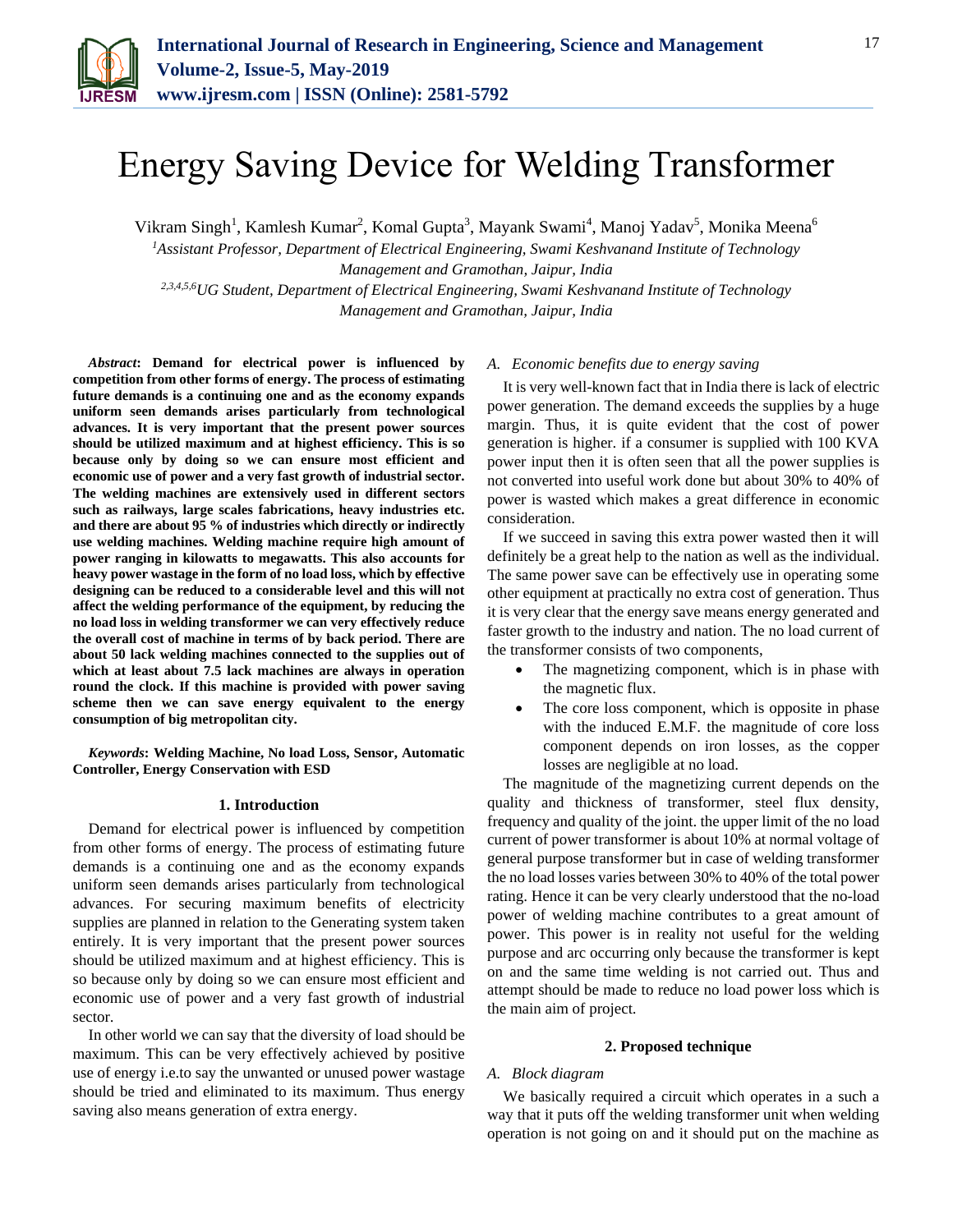# Energy Saving Device for Welding Transformer

Vikram Singh[1], Kamlesh Kumar[2], Komal Gupta[3], Mayank Swami[4], Manoj Yadav[5], Monika Meena[6]

[1]*Assistant Professor, Department of Electrical Engineering, Swami Keshvanand Institute of Technology Management and Gramothan, Jaipur, India*

[2,3,4,5,6]*UG Student, Department of Electrical Engineering, Swami Keshvanand Institute of Technology Management and Gramothan, Jaipur, India*

***Abstract*: Demand for electrical power is influenced by competition from other forms of energy. The process of estimating future demands is a continuing one and as the economy expands uniform seen demands arises particularly from technological advances. It is very important that the present power sources should be utilized maximum and at highest efficiency. This is so because only by doing so we can ensure most efficient and economic use of power and a very fast growth of industrial sector. The welding machines are extensively used in different sectors such as railways, large scales fabrications, heavy industries etc. and there are about 95 % of industries which directly or indirectly use welding machines. Welding machine require high amount of power ranging in kilowatts to megawatts. This also accounts for heavy power wastage in the form of no load loss, which by effective designing can be reduced to a considerable level and this will not affect the welding performance of the equipment, by reducing the no load loss in welding transformer we can very effectively reduce the overall cost of machine in terms of by back period. There are about 50 lack welding machines connected to the supplies out of which at least about 7.5 lack machines are always in operation round the clock. If this machine is provided with power saving scheme then we can save energy equivalent to the energy consumption of big metropolitan city.**

***Keywords*: Welding Machine, No load Loss, Sensor, Automatic Controller, Energy Conservation with ESD**

## 1. Introduction

Demand for electrical power is influenced by competition from other forms of energy. The process of estimating future demands is a continuing one and as the economy expands uniform seen demands arises particularly from technological advances. For securing maximum benefits of electricity supplies are planned in relation to the Generating system taken entirely. It is very important that the present power sources should be utilized maximum and at highest efficiency. This is so because only by doing so we can ensure most efficient and economic use of power and a very fast growth of industrial sector.

In other world we can say that the diversity of load should be maximum. This can be very effectively achieved by positive use of energy i.e.to say the unwanted or unused power wastage should be tried and eliminated to its maximum. Thus energy saving also means generation of extra energy.

### *A. Economic benefits due to energy saving*

It is very well-known fact that in India there is lack of electric power generation. The demand exceeds the supplies by a huge margin. Thus, it is quite evident that the cost of power generation is higher. if a consumer is supplied with 100 KVA power input then it is often seen that all the power supplies is not converted into useful work done but about 30% to 40% of power is wasted which makes a great difference in economic consideration.

If we succeed in saving this extra power wasted then it will definitely be a great help to the nation as well as the individual. The same power save can be effectively use in operating some other equipment at practically no extra cost of generation. Thus it is very clear that the energy save means energy generated and faster growth to the industry and nation. The no load current of the transformer consists of two components,

- The magnetizing component, which is in phase with the magnetic flux.
- The core loss component, which is opposite in phase with the induced E.M.F. the magnitude of core loss component depends on iron losses, as the copper losses are negligible at no load.

The magnitude of the magnetizing current depends on the quality and thickness of transformer, steel flux density, frequency and quality of the joint. the upper limit of the no load current of power transformer is about 10% at normal voltage of general purpose transformer but in case of welding transformer the no load losses varies between 30% to 40% of the total power rating. Hence it can be very clearly understood that the no-load power of welding machine contributes to a great amount of power. This power is in reality not useful for the welding purpose and arc occurring only because the transformer is kept on and the same time welding is not carried out. Thus and attempt should be made to reduce no load power loss which is the main aim of project.

## 2. Proposed technique

### *A. Block diagram*

We basically required a circuit which operates in a such a way that it puts off the welding transformer unit when welding operation is not going on and it should put on the machine as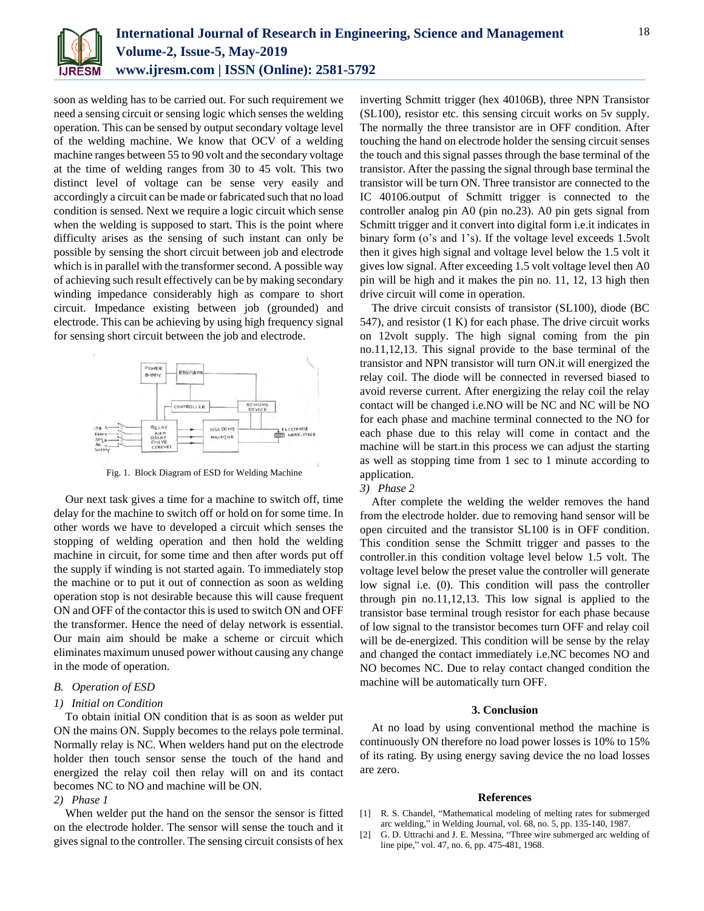soon as welding has to be carried out. For such requirement we need a sensing circuit or sensing logic which senses the welding operation. This can be sensed by output secondary voltage level of the welding machine. We know that OCV of a welding machine ranges between 55 to 90 volt and the secondary voltage at the time of welding ranges from 30 to 45 volt. This two distinct level of voltage can be sense very easily and accordingly a circuit can be made or fabricated such that no load condition is sensed. Next we require a logic circuit which sense when the welding is supposed to start. This is the point where difficulty arises as the sensing of such instant can only be possible by sensing the short circuit between job and electrode which is in parallel with the transformer second. A possible way of achieving such result effectively can be by making secondary winding impedance considerably high as compare to short circuit. Impedance existing between job (grounded) and electrode. This can be achieving by using high frequency signal for sensing short circuit between the job and electrode.

POWER SUPPLY
REGULATOR
CONTROLLER
SENSING DEVICE
3Φ R, 440V, 50Hz, AC, Y, B, N SUPPLY
RELAY AND RELAY DRIVE CIRCUIT
WELDING MACHINE
ELECTRODE
WORK PIECE

Fig. 1. Block Diagram of ESD for Welding Machine

Our next task gives a time for a machine to switch off, time delay for the machine to switch off or hold on for some time. In other words we have to developed a circuit which senses the stopping of welding operation and then hold the welding machine in circuit, for some time and then after words put off the supply if winding is not started again. To immediately stop the machine or to put it out of connection as soon as welding operation stop is not desirable because this will cause frequent ON and OFF of the contactor this is used to switch ON and OFF the transformer. Hence the need of delay network is essential. Our main aim should be make a scheme or circuit which eliminates maximum unused power without causing any change in the mode of operation.

### *B. Operation of ESD*

#### *1) Initial on Condition*

To obtain initial ON condition that is as soon as welder put ON the mains ON. Supply becomes to the relays pole terminal. Normally relay is NC. When welders hand put on the electrode holder then touch sensor sense the touch of the hand and energized the relay coil then relay will on and its contact becomes NC to NO and machine will be ON.

#### *2) Phase 1*

When welder put the hand on the sensor the sensor is fitted on the electrode holder. The sensor will sense the touch and it gives signal to the controller. The sensing circuit consists of hex inverting Schmitt trigger (hex 40106B), three NPN Transistor (SL100), resistor etc. this sensing circuit works on 5v supply. The normally the three transistor are in OFF condition. After touching the hand on electrode holder the sensing circuit senses the touch and this signal passes through the base terminal of the transistor. After the passing the signal through base terminal the transistor will be turn ON. Three transistor are connected to the IC 40106.output of Schmitt trigger is connected to the controller analog pin A0 (pin no.23). A0 pin gets signal from Schmitt trigger and it convert into digital form i.e.it indicates in binary form (o's and 1's). If the voltage level exceeds 1.5volt then it gives high signal and voltage level below the 1.5 volt it gives low signal. After exceeding 1.5 volt voltage level then A0 pin will be high and it makes the pin no. 11, 12, 13 high then drive circuit will come in operation.

The drive circuit consists of transistor (SL100), diode (BC 547), and resistor (1 K) for each phase. The drive circuit works on 12volt supply. The high signal coming from the pin no.11,12,13. This signal provide to the base terminal of the transistor and NPN transistor will turn ON.it will energized the relay coil. The diode will be connected in reversed biased to avoid reverse current. After energizing the relay coil the relay contact will be changed i.e.NO will be NC and NC will be NO for each phase and machine terminal connected to the NO for each phase due to this relay will come in contact and the machine will be start.in this process we can adjust the starting as well as stopping time from 1 sec to 1 minute according to application.

#### *3) Phase 2*

After complete the welding the welder removes the hand from the electrode holder. due to removing hand sensor will be open circuited and the transistor SL100 is in OFF condition. This condition sense the Schmitt trigger and passes to the controller.in this condition voltage level below 1.5 volt. The voltage level below the preset value the controller will generate low signal i.e. (0). This condition will pass the controller through pin no.11,12,13. This low signal is applied to the transistor base terminal trough resistor for each phase because of low signal to the transistor becomes turn OFF and relay coil will be de-energized. This condition will be sense by the relay and changed the contact immediately i.e.NC becomes NO and NO becomes NC. Due to relay contact changed condition the machine will be automatically turn OFF.

## 3. Conclusion

At no load by using conventional method the machine is continuously ON therefore no load power losses is 10% to 15% of its rating. By using energy saving device the no load losses are zero.

## References

[1] R. S. Chandel, "Mathematical modeling of melting rates for submerged arc welding," in Welding Journal, vol. 68, no. 5, pp. 135-140, 1987.

[2] G. D. Uttrachi and J. E. Messina, "Three wire submerged arc welding of line pipe," vol. 47, no. 6, pp. 475-481, 1968.